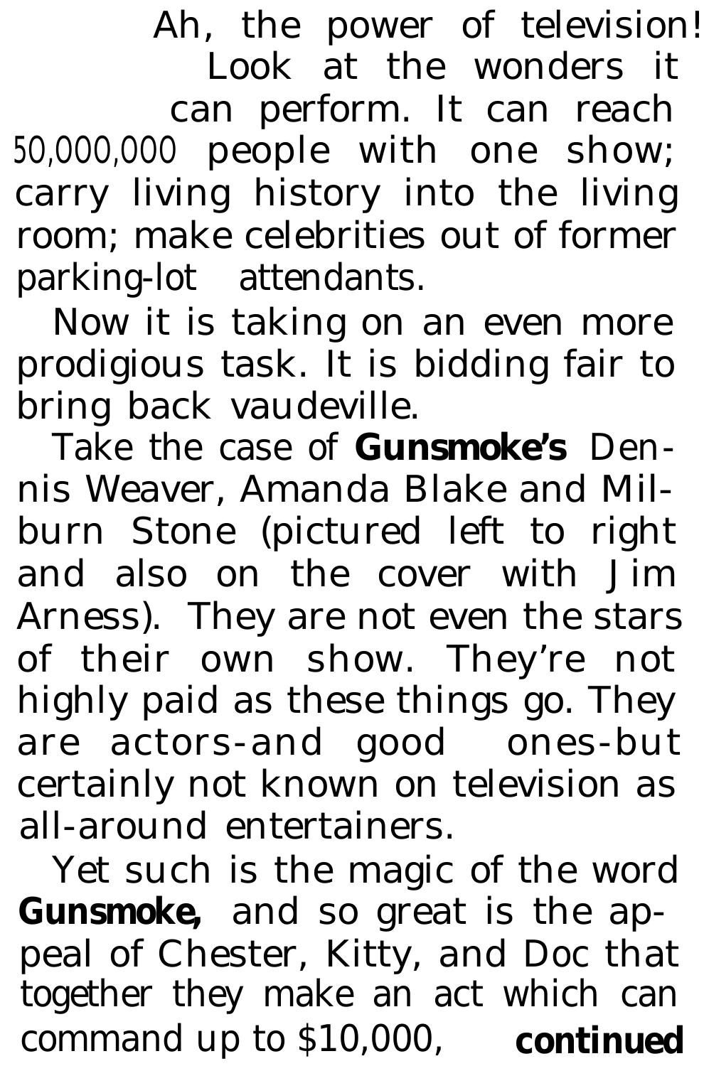Ah, the power of television! Look at the wonders it can perform. It can reach 50,000,000 people with one show; carry living history into the living room; make celebrities out of former parking-lot attendants.

Now it is taking on an even more prodigious task. It is bidding fair to bring back vaudeville.

Take the case of **Gunsmoke's** Dennis Weaver, Amanda Blake and Milburn Stone (pictured left to right and also on the cover with Jim Arness). They are not even the stars of their own show. They're not highly paid as these things go. They are actors-and good ones-but certainly not known on television as all-around entertainers.

Yet such is the magic of the word **Gunsmoke,** and so great is the appeal of Chester, Kitty, and Doc that together they make an act which can command up to $10,000, **continued**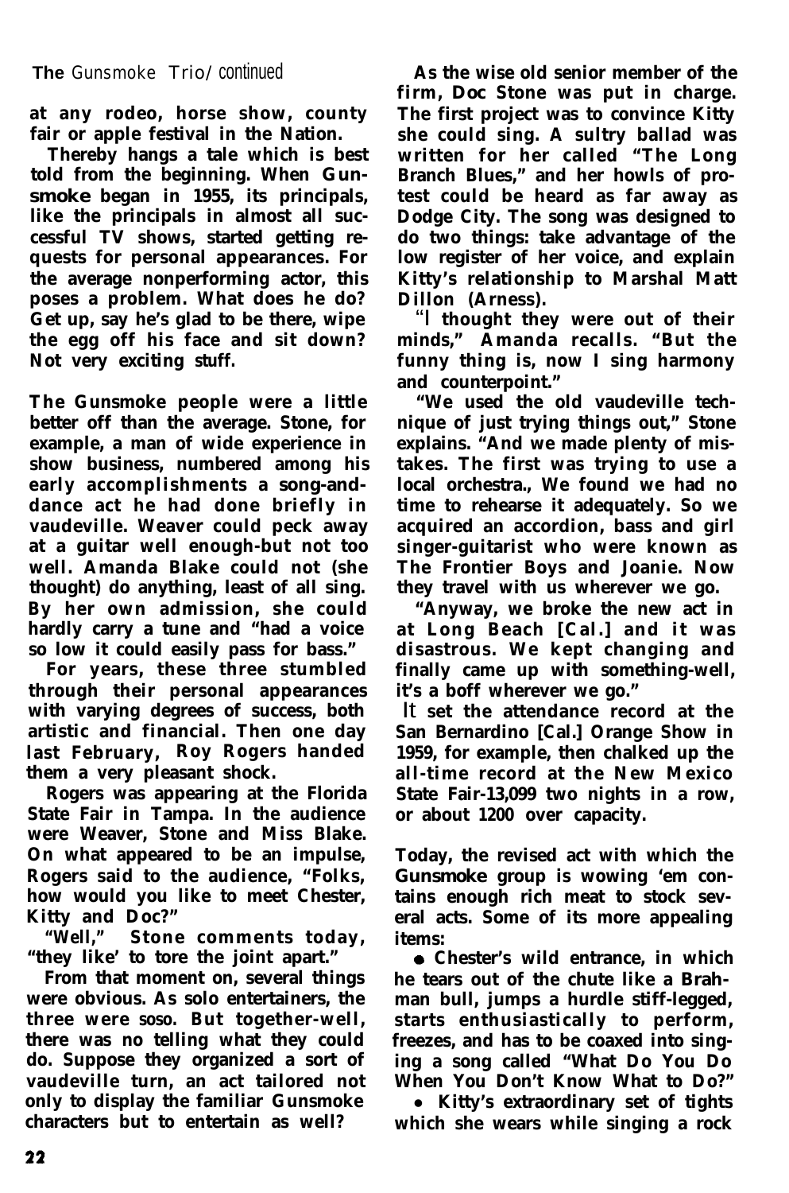at any rodeo, horse show, county fair or apple festival in the Nation.

Thereby hangs a tale which is best told from the beginning. When Gunsmoke began in 1955, its principals, like the principals in almost all successful TV shows, started getting requests for personal appearances. For the average nonperforming actor, this poses a problem. What does he do? Get up, say he's glad to be there, wipe the egg off his face and sit down? Not very exciting stuff.

The Gunsmoke people were a little better off than the average. Stone, for example, a man of wide experience in show business, numbered among his early accomplishments a song-and-dance act he had done briefly in vaudeville. Weaver could peck away at a guitar well enough-but not too well. Amanda Blake could not (she thought) do anything, least of all sing. By her own admission, she could hardly carry a tune and "had a voice so low it could easily pass for bass."

For years, these three stumbled through their personal appearances with varying degrees of success, both artistic and financial. Then one day last February, Roy Rogers handed them a very pleasant shock.

Rogers was appearing at the Florida State Fair in Tampa. In the audience were Weaver, Stone and Miss Blake. On what appeared to be an impulse, Rogers said to the audience, "Folks, how would you like to meet Chester, Kitty and Doc?"

"Well," Stone comments today, "they like' to tore the joint apart."

From that moment on, several things were obvious. As solo entertainers, the three were soso. But together-well, there was no telling what they could do. Suppose they organized a sort of vaudeville turn, an act tailored not only to display the familiar Gunsmoke characters but to entertain as well?

As the wise old senior member of the firm, Doc Stone was put in charge. The first project was to convince Kitty she could sing. A sultry ballad was written for her called "The Long Branch Blues," and her howls of protest could be heard as far away as Dodge City. The song was designed to do two things: take advantage of the low register of her voice, and explain Kitty's relationship to Marshal Matt Dillon (Arness).

"I thought they were out of their minds," Amanda recalls. "But the funny thing is, now I sing harmony and counterpoint."

"We used the old vaudeville technique of just trying things out," Stone explains. "And we made plenty of mistakes. The first was trying to use a local orchestra., We found we had no time to rehearse it adequately. So we acquired an accordion, bass and girl singer-guitarist who were known as The Frontier Boys and Joanie. Now they travel with us wherever we go.

"Anyway, we broke the new act in at Long Beach [Cal.] and it was disastrous. We kept changing and finally came up with something-well, it's a boff wherever we go."

It set the attendance record at the San Bernardino [Cal.] Orange Show in 1959, for example, then chalked up the all-time record at the New Mexico State Fair-13,099 two nights in a row, or about 1200 over capacity.

Today, the revised act with which the Gunsmoke group is wowing 'em contains enough rich meat to stock several acts. Some of its more appealing items:

- Chester's wild entrance, in which he tears out of the chute like a Brahman bull, jumps a hurdle stiff-legged, starts enthusiastically to perform, freezes, and has to be coaxed into singing a song called "What Do You Do When You Don't Know What to Do?"
- Kitty's extraordinary set of tights which she wears while singing a rock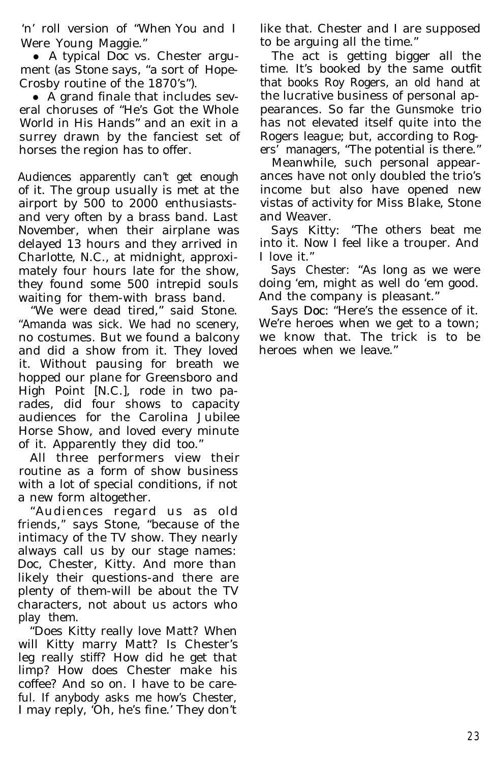'n' roll version of "When You and I Were Young Maggie."

- A typical Doc vs. Chester argument (as Stone says, "a sort of Hope-Crosby routine of the 1870's").
- A grand finale that includes several choruses of "He's Got the Whole World in His Hands" and an exit in a surrey drawn by the fanciest set of horses the region has to offer.

Audiences apparently can't get enough of it. The group usually is met at the airport by 500 to 2000 enthusiasts-and very often by a brass band. Last November, when their airplane was delayed 13 hours and they arrived in Charlotte, N.C., at midnight, approximately four hours late for the show, they found some 500 intrepid souls waiting for them-with brass band.

"We were dead tired," said Stone. "Amanda was sick. We had no scenery, no costumes. But we found a balcony and did a show from it. They loved it. Without pausing for breath we hopped our plane for Greensboro and High Point [N.C.], rode in two parades, did four shows to capacity audiences for the Carolina Jubilee Horse Show, and loved every minute of it. Apparently they did too."

All three performers view their routine as a form of show business with a lot of special conditions, if not a new form altogether.

"Audiences regard us as old friends," says Stone, "because of the intimacy of the TV show. They nearly always call us by our stage names: Doc, Chester, Kitty. And more than likely their questions-and there are plenty of them-will be about the TV characters, not about us actors who play them.

"Does Kitty really love Matt? When will Kitty marry Matt? Is Chester's leg really stiff? How did he get that limp? How does Chester make his coffee? And so on. I have to be careful. If anybody asks me how's Chester, I may reply, 'Oh, he's fine.' They don't like that. Chester and I are supposed to be arguing all the time."

The act is getting bigger all the time. It's booked by the same outfit that books Roy Rogers, an old hand at the lucrative business of personal appearances. So far the *Gunsmoke* trio has not elevated itself quite into the Rogers league; but, according to Rogers' managers, "The potential is there."

Meanwhile, such personal appearances have not only doubled the trio's income but also have opened new vistas of activity for Miss Blake, Stone and Weaver.

Says Kitty: "The others beat me into it. Now I feel like a trouper. And I love it."

Says Chester: "As long as we were doing 'em, might as well do 'em good. And the company is pleasant."

Says Doc: "Here's the essence of it. We're heroes when we get to a town; we know that. The trick is to be heroes when we leave."